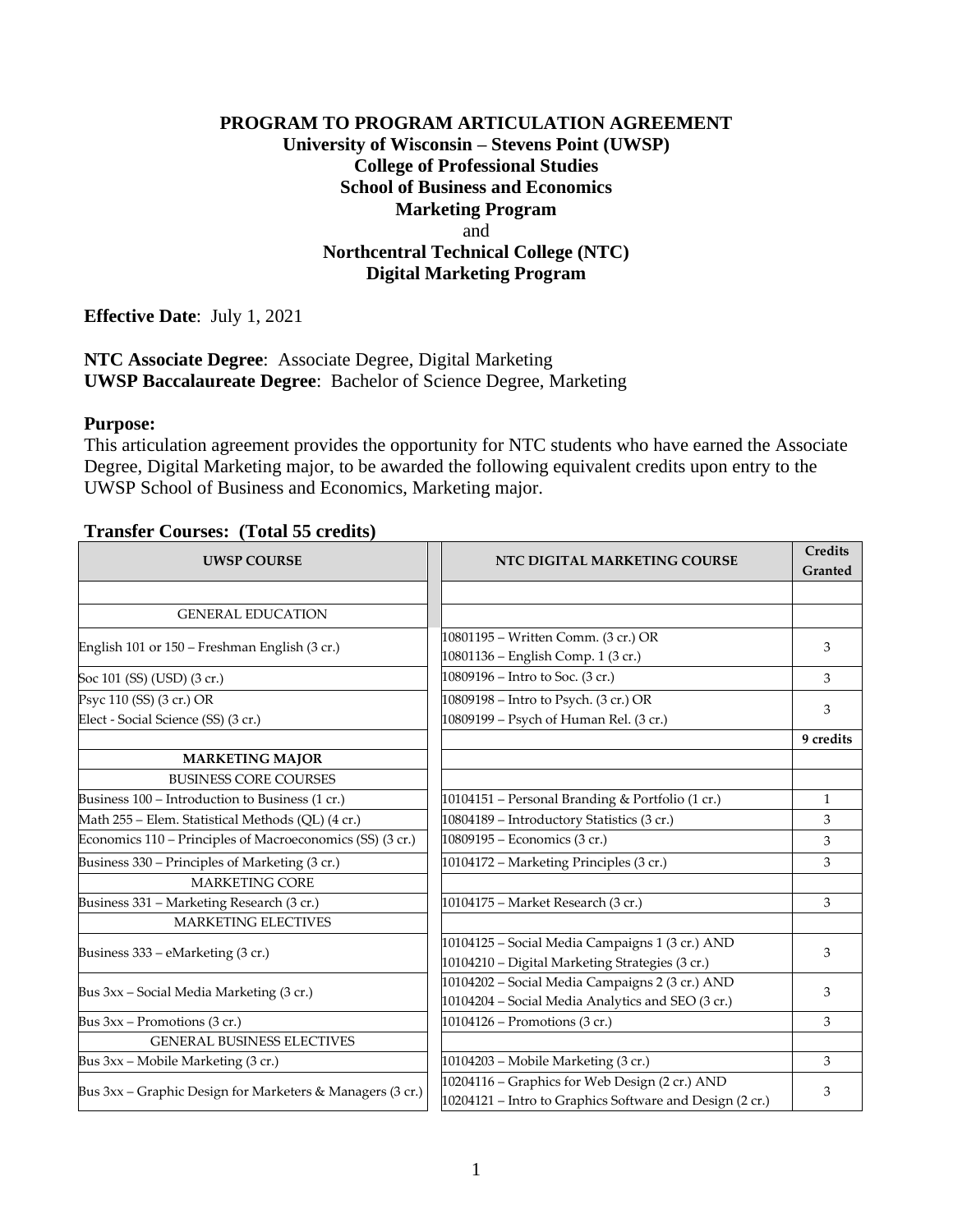# PROGRAM TO PROGRAM ARTICULATION AGREEMENT

## University of Wisconsin – Stevens Point (UWSP)
## College of Professional Studies
## School of Business and Economics
## Marketing Program

and

## Northcentral Technical College (NTC)
## Digital Marketing Program

**Effective Date**: July 1, 2021

**NTC Associate Degree**: Associate Degree, Digital Marketing
**UWSP Baccalaureate Degree**: Bachelor of Science Degree, Marketing

**Purpose:**
This articulation agreement provides the opportunity for NTC students who have earned the Associate Degree, Digital Marketing major, to be awarded the following equivalent credits upon entry to the UWSP School of Business and Economics, Marketing major.

**Transfer Courses: (Total 55 credits)**

| UWSP COURSE | NTC DIGITAL MARKETING COURSE | Credits Granted |
|---|---|---|
| | | |
| GENERAL EDUCATION | | |
| English 101 or 150 – Freshman English (3 cr.) | 10801195 – Written Comm. (3 cr.) OR<br>10801136 – English Comp. 1 (3 cr.) | 3 |
| Soc 101 (SS) (USD) (3 cr.) | 10809196 – Intro to Soc. (3 cr.) | 3 |
| Psyc 110 (SS) (3 cr.) OR<br>Elect - Social Science (SS) (3 cr.) | 10809198 – Intro to Psych. (3 cr.) OR<br>10809199 – Psych of Human Rel. (3 cr.) | 3 |
| | | **9 credits** |
| **MARKETING MAJOR** | | |
| BUSINESS CORE COURSES | | |
| Business 100 – Introduction to Business (1 cr.) | 10104151 – Personal Branding & Portfolio (1 cr.) | 1 |
| Math 255 – Elem. Statistical Methods (QL) (4 cr.) | 10804189 – Introductory Statistics (3 cr.) | 3 |
| Economics 110 – Principles of Macroeconomics (SS) (3 cr.) | 10809195 – Economics (3 cr.) | 3 |
| Business 330 – Principles of Marketing (3 cr.) | 10104172 – Marketing Principles (3 cr.) | 3 |
| MARKETING CORE | | |
| Business 331 – Marketing Research (3 cr.) | 10104175 – Market Research (3 cr.) | 3 |
| MARKETING ELECTIVES | | |
| Business 333 – eMarketing (3 cr.) | 10104125 – Social Media Campaigns 1 (3 cr.) AND<br>10104210 – Digital Marketing Strategies (3 cr.) | 3 |
| Bus 3xx – Social Media Marketing (3 cr.) | 10104202 – Social Media Campaigns 2 (3 cr.) AND<br>10104204 – Social Media Analytics and SEO (3 cr.) | 3 |
| Bus 3xx – Promotions (3 cr.) | 10104126 – Promotions (3 cr.) | 3 |
| GENERAL BUSINESS ELECTIVES | | |
| Bus 3xx – Mobile Marketing (3 cr.) | 10104203 – Mobile Marketing (3 cr.) | 3 |
| Bus 3xx – Graphic Design for Marketers & Managers (3 cr.) | 10204116 – Graphics for Web Design (2 cr.) AND<br>10204121 – Intro to Graphics Software and Design (2 cr.) | 3 |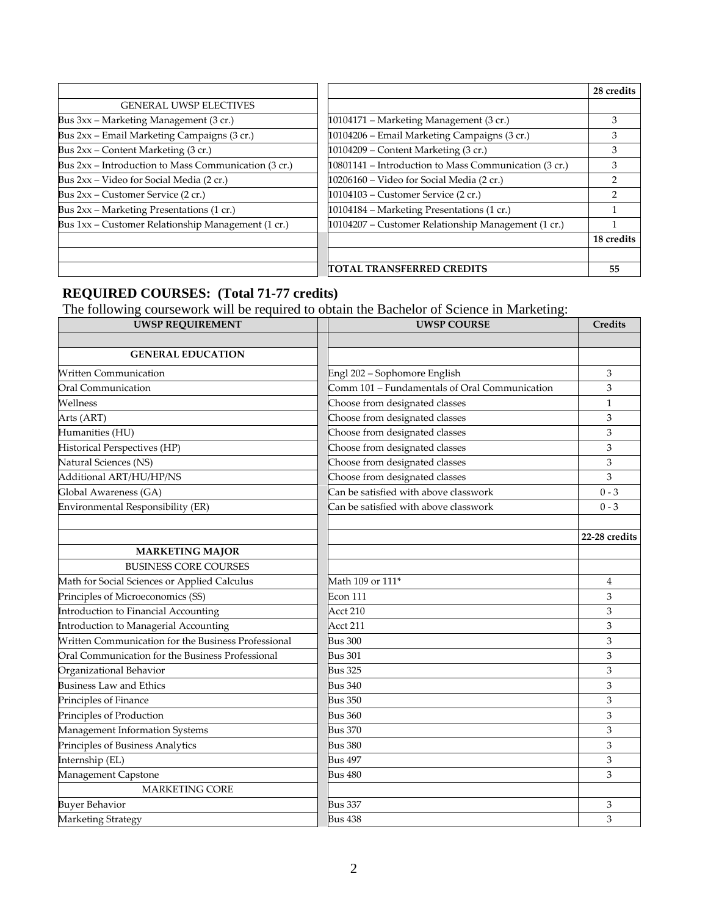| | | |
|---|---|---|
| | | **28 credits** |
| GENERAL UWSP ELECTIVES | | |
| Bus 3xx – Marketing Management (3 cr.) | 10104171 – Marketing Management (3 cr.) | 3 |
| Bus 2xx – Email Marketing Campaigns (3 cr.) | 10104206 – Email Marketing Campaigns (3 cr.) | 3 |
| Bus 2xx – Content Marketing (3 cr.) | 10104209 – Content Marketing (3 cr.) | 3 |
| Bus 2xx – Introduction to Mass Communication (3 cr.) | 10801141 – Introduction to Mass Communication (3 cr.) | 3 |
| Bus 2xx – Video for Social Media (2 cr.) | 10206160 – Video for Social Media (2 cr.) | 2 |
| Bus 2xx – Customer Service (2 cr.) | 10104103 – Customer Service (2 cr.) | 2 |
| Bus 2xx – Marketing Presentations (1 cr.) | 10104184 – Marketing Presentations (1 cr.) | 1 |
| Bus 1xx – Customer Relationship Management (1 cr.) | 10104207 – Customer Relationship Management (1 cr.) | 1 |
| | | **18 credits** |
| | | |
| | **TOTAL TRANSFERRED CREDITS** | **55** |

## REQUIRED COURSES: (Total 71-77 credits)

The following coursework will be required to obtain the Bachelor of Science in Marketing:

| UWSP REQUIREMENT | UWSP COURSE | Credits |
|---|---|---|
| | | |
| **GENERAL EDUCATION** | | |
| Written Communication | Engl 202 – Sophomore English | 3 |
| Oral Communication | Comm 101 – Fundamentals of Oral Communication | 3 |
| Wellness | Choose from designated classes | 1 |
| Arts (ART) | Choose from designated classes | 3 |
| Humanities (HU) | Choose from designated classes | 3 |
| Historical Perspectives (HP) | Choose from designated classes | 3 |
| Natural Sciences (NS) | Choose from designated classes | 3 |
| Additional ART/HU/HP/NS | Choose from designated classes | 3 |
| Global Awareness (GA) | Can be satisfied with above classwork | 0 - 3 |
| Environmental Responsibility (ER) | Can be satisfied with above classwork | 0 - 3 |
| | | |
| | | **22-28 credits** |
| **MARKETING MAJOR** | | |
| BUSINESS CORE COURSES | | |
| Math for Social Sciences or Applied Calculus | Math 109 or 111* | 4 |
| Principles of Microeconomics (SS) | Econ 111 | 3 |
| Introduction to Financial Accounting | Acct 210 | 3 |
| Introduction to Managerial Accounting | Acct 211 | 3 |
| Written Communication for the Business Professional | Bus 300 | 3 |
| Oral Communication for the Business Professional | Bus 301 | 3 |
| Organizational Behavior | Bus 325 | 3 |
| Business Law and Ethics | Bus 340 | 3 |
| Principles of Finance | Bus 350 | 3 |
| Principles of Production | Bus 360 | 3 |
| Management Information Systems | Bus 370 | 3 |
| Principles of Business Analytics | Bus 380 | 3 |
| Internship (EL) | Bus 497 | 3 |
| Management Capstone | Bus 480 | 3 |
| MARKETING CORE | | |
| Buyer Behavior | Bus 337 | 3 |
| Marketing Strategy | Bus 438 | 3 |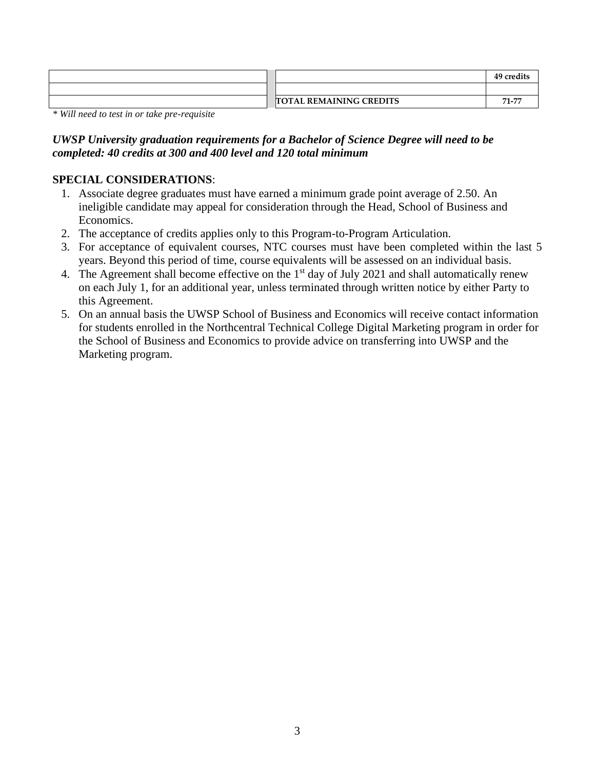| | | | |
|---|---|---|---|
| | | | **49 credits** |
| | | | |
| | | **TOTAL REMAINING CREDITS** | **71-77** |

*\* Will need to test in or take pre-requisite*

***UWSP University graduation requirements for a Bachelor of Science Degree will need to be completed: 40 credits at 300 and 400 level and 120 total minimum***

**SPECIAL CONSIDERATIONS**:

1. Associate degree graduates must have earned a minimum grade point average of 2.50. An ineligible candidate may appeal for consideration through the Head, School of Business and Economics.
2. The acceptance of credits applies only to this Program-to-Program Articulation.
3. For acceptance of equivalent courses, NTC courses must have been completed within the last 5 years. Beyond this period of time, course equivalents will be assessed on an individual basis.
4. The Agreement shall become effective on the 1st day of July 2021 and shall automatically renew on each July 1, for an additional year, unless terminated through written notice by either Party to this Agreement.
5. On an annual basis the UWSP School of Business and Economics will receive contact information for students enrolled in the Northcentral Technical College Digital Marketing program in order for the School of Business and Economics to provide advice on transferring into UWSP and the Marketing program.